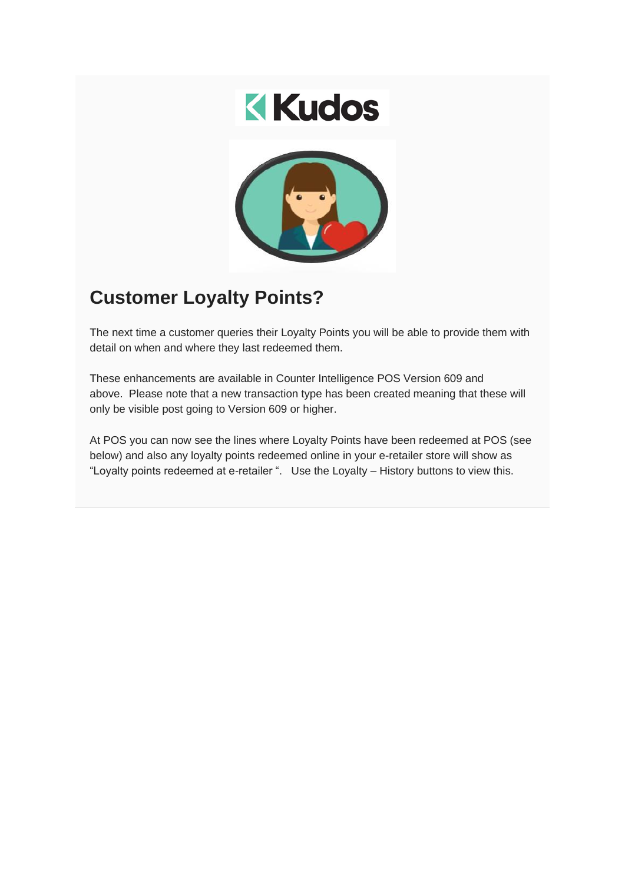## Customer Loyalty Points?

The next time a customer queries their Loyalty Points you will be able to provide them with detail on when and where they last redeemed them.

These enhancements are available in Counter Intelligence POS Version 609 and above. Please note that a new transaction type has been created meaning that these will only be visible post going to Version 609 or higher.

At POS you can now see the lines where Loyalty Points have been redeemed at POS (see below) and also any loyalty points redeemed online in your e-retailer store will show as "Loyalty points redeemed at e-retailer ". Use the Loyalty – History buttons to view this.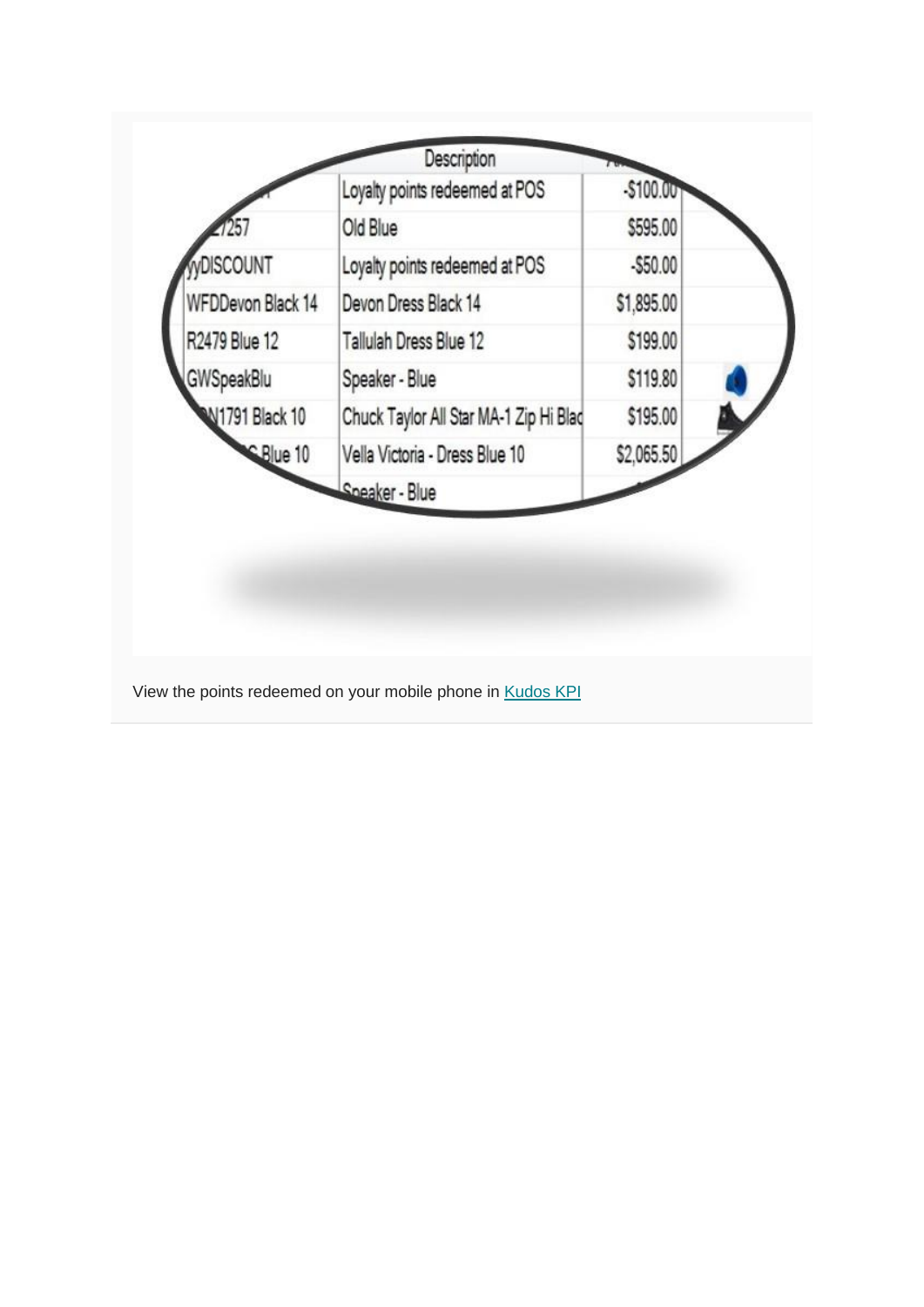| | Description | |
|---|---|---|
| | Loyalty points redeemed at POS | -$100.00 |
| 7257 | Old Blue | $595.00 |
| yyDISCOUNT | Loyalty points redeemed at POS | -$50.00 |
| WFDDevon Black 14 | Devon Dress Black 14 | $1,895.00 |
| R2479 Blue 12 | Tallulah Dress Blue 12 | $199.00 |
| GWSpeakBlu | Speaker - Blue | $119.80 |
| N1791 Black 10 | Chuck Taylor All Star MA-1 Zip Hi Blac | $195.00 |
| C Blue 10 | Vella Victoria - Dress Blue 10 | $2,065.50 |
| | Speaker - Blue | |

View the points redeemed on your mobile phone in [Kudos KPI]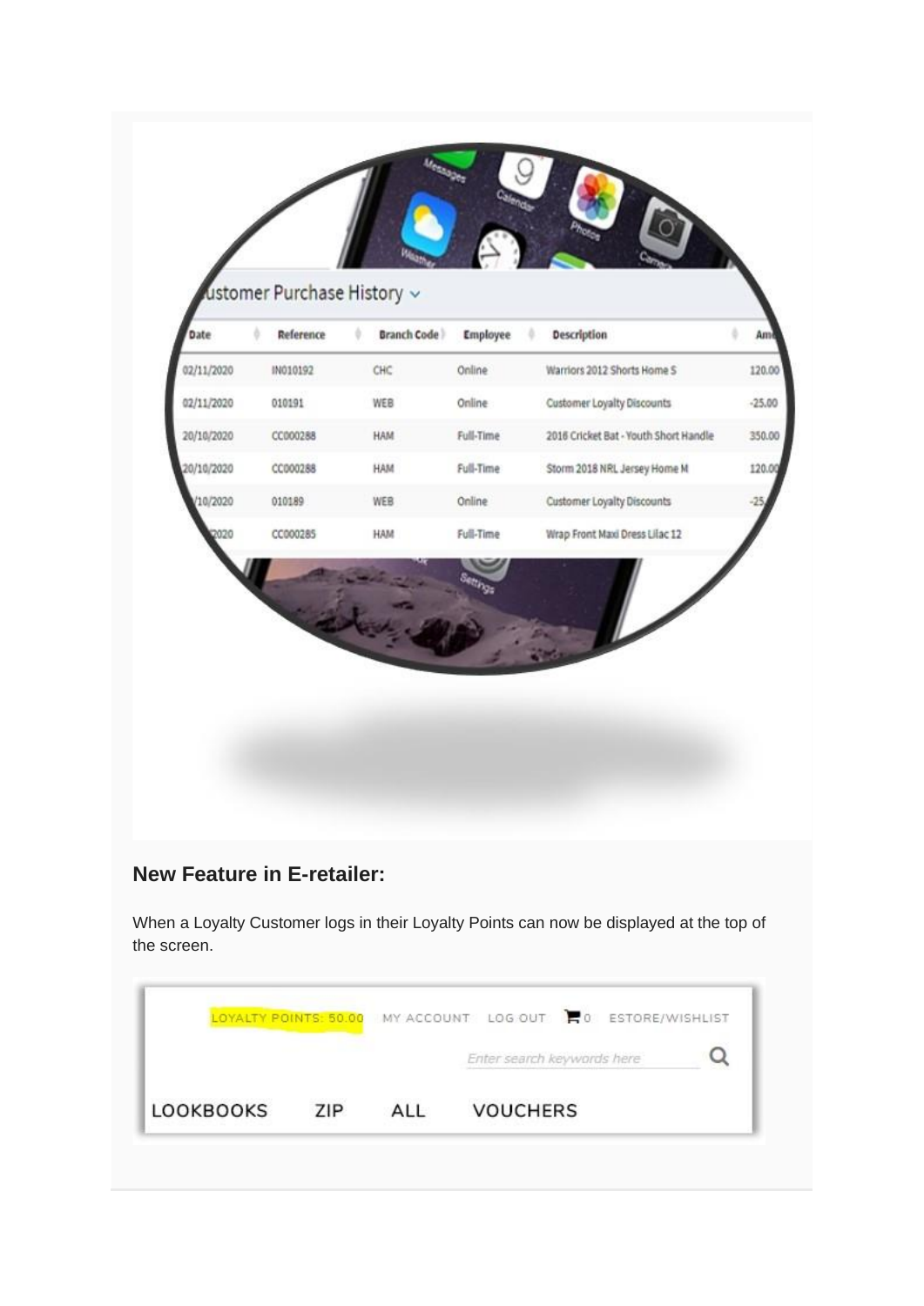## New Feature in E-retailer:

When a Loyalty Customer logs in their Loyalty Points can now be displayed at the top of the screen.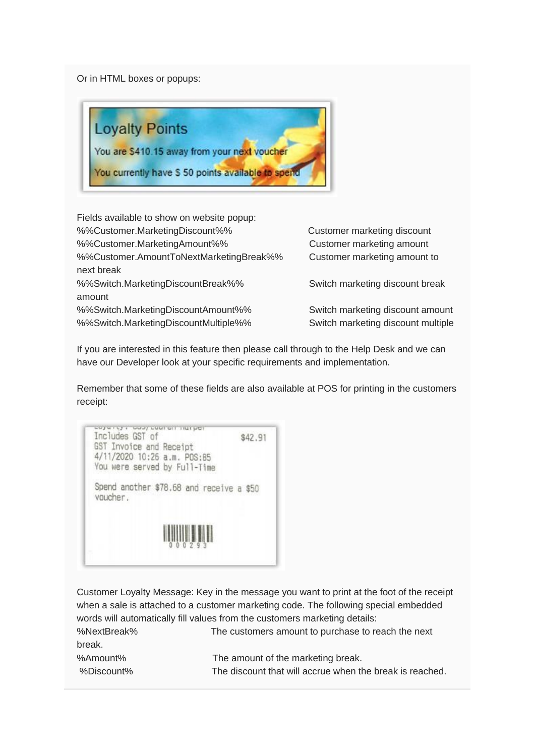Or in HTML boxes or popups:

Fields available to show on website popup:

| Field | Description |
|---|---|
| %%Customer.MarketingDiscount%% | Customer marketing discount |
| %%Customer.MarketingAmount%% | Customer marketing amount |
| %%Customer.AmountToNextMarketingBreak%% | Customer marketing amount to next break |
| %%Switch.MarketingDiscountBreak%% | Switch marketing discount break amount |
| %%Switch.MarketingDiscountAmount%% | Switch marketing discount amount |
| %%Switch.MarketingDiscountMultiple%% | Switch marketing discount multiple |

If you are interested in this feature then please call through to the Help Desk and we can have our Developer look at your specific requirements and implementation.

Remember that some of these fields are also available at POS for printing in the customers receipt:

Customer Loyalty Message: Key in the message you want to print at the foot of the receipt when a sale is attached to a customer marketing code. The following special embedded words will automatically fill values from the customers marketing details:

| Word | Description |
|---|---|
| %NextBreak% | The customers amount to purchase to reach the next break. |
| %Amount% | The amount of the marketing break. |
| %Discount% | The discount that will accrue when the break is reached. |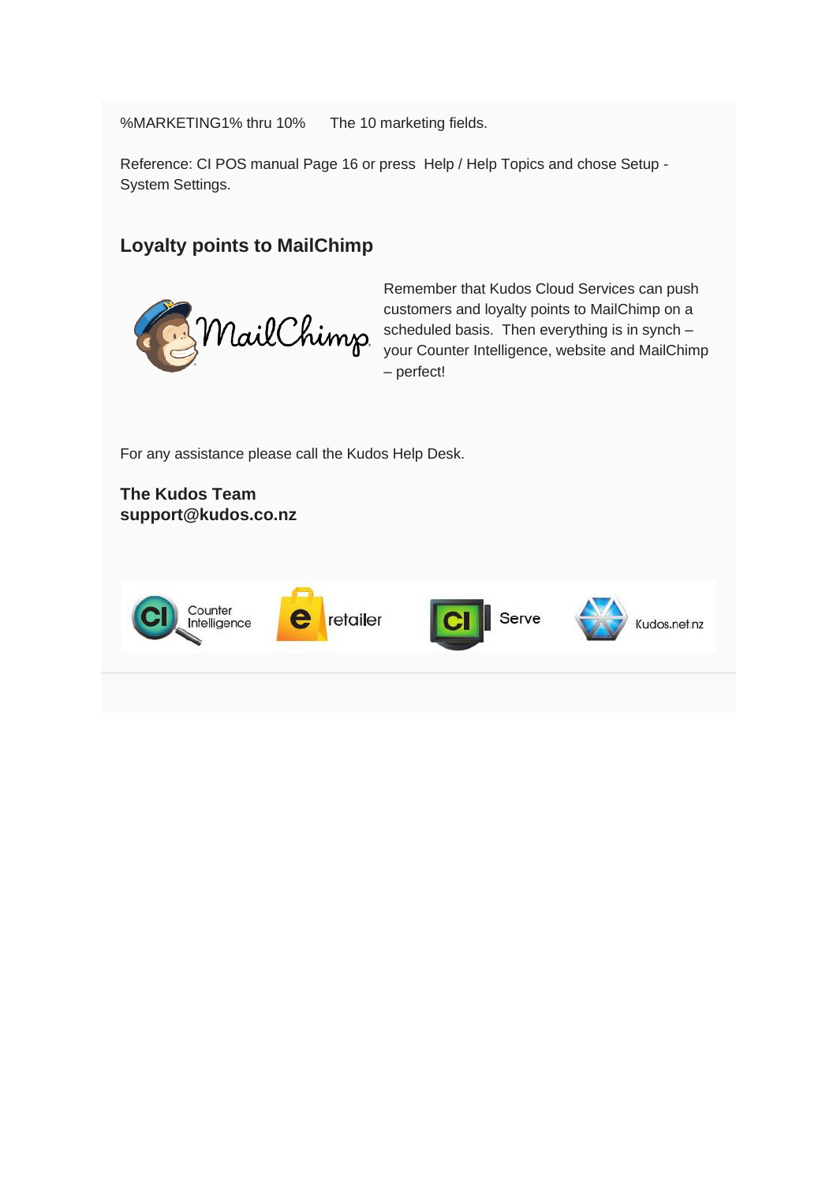%MARKETING1% thru 10%     The 10 marketing fields.

Reference: CI POS manual Page 16 or press Help / Help Topics and chose Setup - System Settings.

## Loyalty points to MailChimp

Remember that Kudos Cloud Services can push customers and loyalty points to MailChimp on a scheduled basis. Then everything is in synch – your Counter Intelligence, website and MailChimp – perfect!

For any assistance please call the Kudos Help Desk.

**The Kudos Team**
**support@kudos.co.nz**